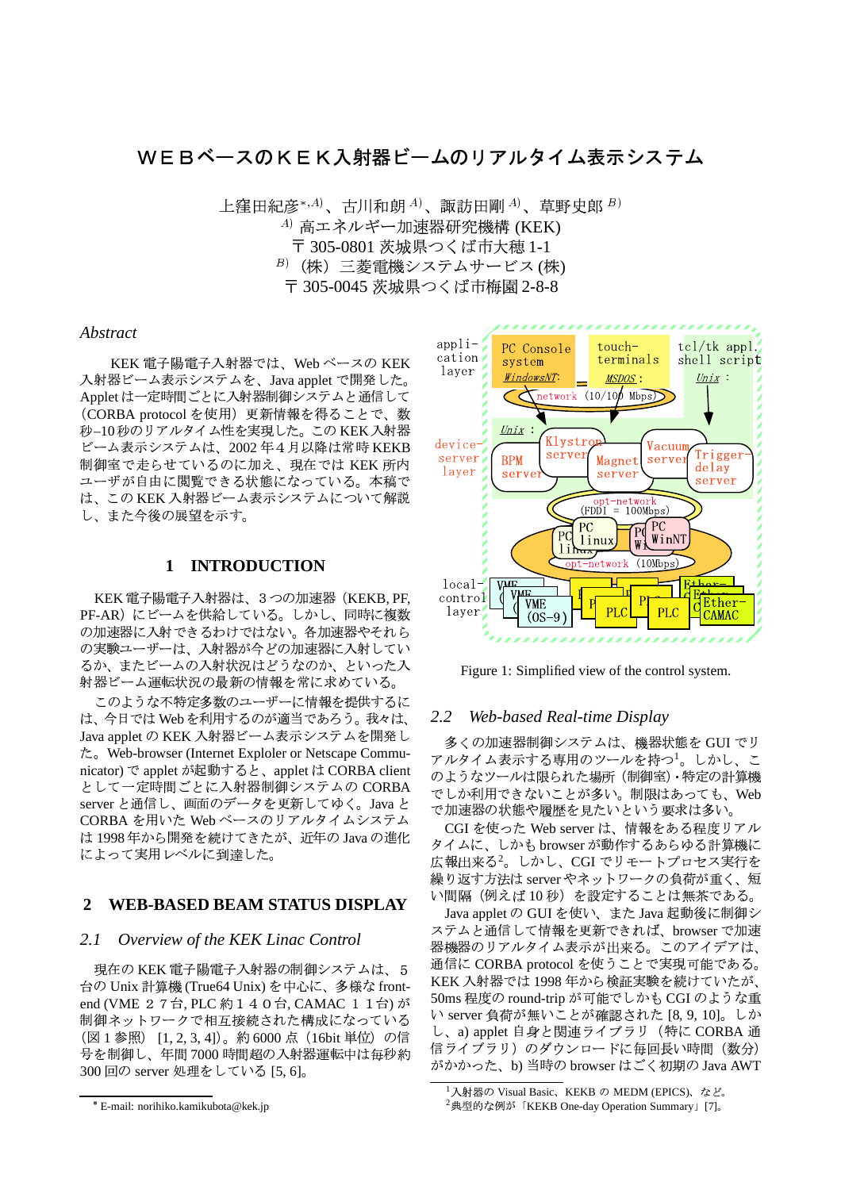# ＷＥＢベースのＫＥＫ入射器ビームのリアルタイム表示システム

上窪田紀彦[*,A)]、古川和朗[A)]、諏訪田剛[A)]、草野史郎[B)]

[A)] 高エネルギー加速器研究機構 (KEK)

〒 305-0801 茨城県つくば市大穂 1-1

[B)] （株）三菱電機システムサービス (株)

〒 305-0045 茨城県つくば市梅園 2-8-8

## *Abstract*

KEK 電子陽電子入射器では、Web ベースの KEK 入射器ビーム表示システムを、Java applet で開発した。Applet は一定時間ごとに入射器制御システムと通信して（CORBA protocol を使用）更新情報を得ることで、数秒–10 秒のリアルタイム性を実現した。この KEK 入射器ビーム表示システムは、2002 年 4 月以降は常時 KEKB 制御室で走らせているのに加え、現在では KEK 所内ユーザが自由に閲覧できる状態になっている。本稿では、この KEK 入射器ビーム表示システムについて解説し、また今後の展望を示す。

## 1 INTRODUCTION

KEK 電子陽電子入射器は、３つの加速器（KEKB, PF, PF-AR）にビームを供給している。しかし、同時に複数の加速器に入射できるわけではない。各加速器やそれらの実験ユーザーは、入射器が今どの加速器に入射しているか、またビームの入射状況はどうなのか、といった入射器ビーム運転状況の最新の情報を常に求めている。

このような不特定多数のユーザーに情報を提供するには、今日では Web を利用するのが適当であろう。我々は、Java applet の KEK 入射器ビーム表示システムを開発した。Web-browser (Internet Exploler or Netscape Communicator) で applet が起動すると、applet は CORBA client として一定時間ごとに入射器制御システムの CORBA server と通信し、画面のデータを更新してゆく。Java と CORBA を用いた Web ベースのリアルタイムシステムは 1998 年から開発を続けてきたが、近年の Java の進化によって実用レベルに到達した。

## 2 WEB-BASED BEAM STATUS DISPLAY

### *2.1 Overview of the KEK Linac Control*

現在の KEK 電子陽電子入射器の制御システムは、５台の Unix 計算機 (True64 Unix) を中心に、多様な front-end (VME ２７台, PLC 約１４０台, CAMAC １１台) が制御ネットワークで相互接続された構成になっている（図１参照） [1, 2, 3, 4]。約 6000 点（16bit 単位）の信号を制御し、年間 7000 時間超の入射器運転中は毎秒約 300 回の server 処理をしている [5, 6]。

Figure 1: Simplified view of the control system.

### *2.2 Web-based Real-time Display*

多くの加速器制御システムは、機器状態を GUI でリアルタイム表示する専用のツールを持つ[1]。しかし、このようなツールは限られた場所（制御室）・特定の計算機でしか利用できないことが多い。制限はあっても、Web で加速器の状態や履歴を見たいという要求は多い。

CGI を使った Web server は、情報をある程度リアルタイムに、しかも browser が動作するあらゆる計算機に広報出来る[2]。しかし、CGI でリモートプロセス実行を繰り返す方法は server やネットワークの負荷が重く、短い間隔（例えば 10 秒）を設定することは無茶である。

Java applet の GUI を使い、また Java 起動後に制御システムと通信して情報を更新できれば、browser で加速器機器のリアルタイム表示が出来る。このアイデアは、通信に CORBA protocol を使うことで実現可能である。KEK 入射器では 1998 年から検証実験を続けていたが、50ms 程度の round-trip が可能でしかも CGI のような重い server 負荷が無いことが確認された [8, 9, 10]。しかし、a) applet 自身と関連ライブラリ（特に CORBA 通信ライブラリ）のダウンロードに毎回長い時間（数分）がかかった、b) 当時の browser はごく初期の Java AWT

---

* E-mail: norihiko.kamikubota@kek.jp

[1] 入射器の Visual Basic、KEKB の MEDM (EPICS)、など。

[2] 典型的な例が「KEKB One-day Operation Summary」[7]。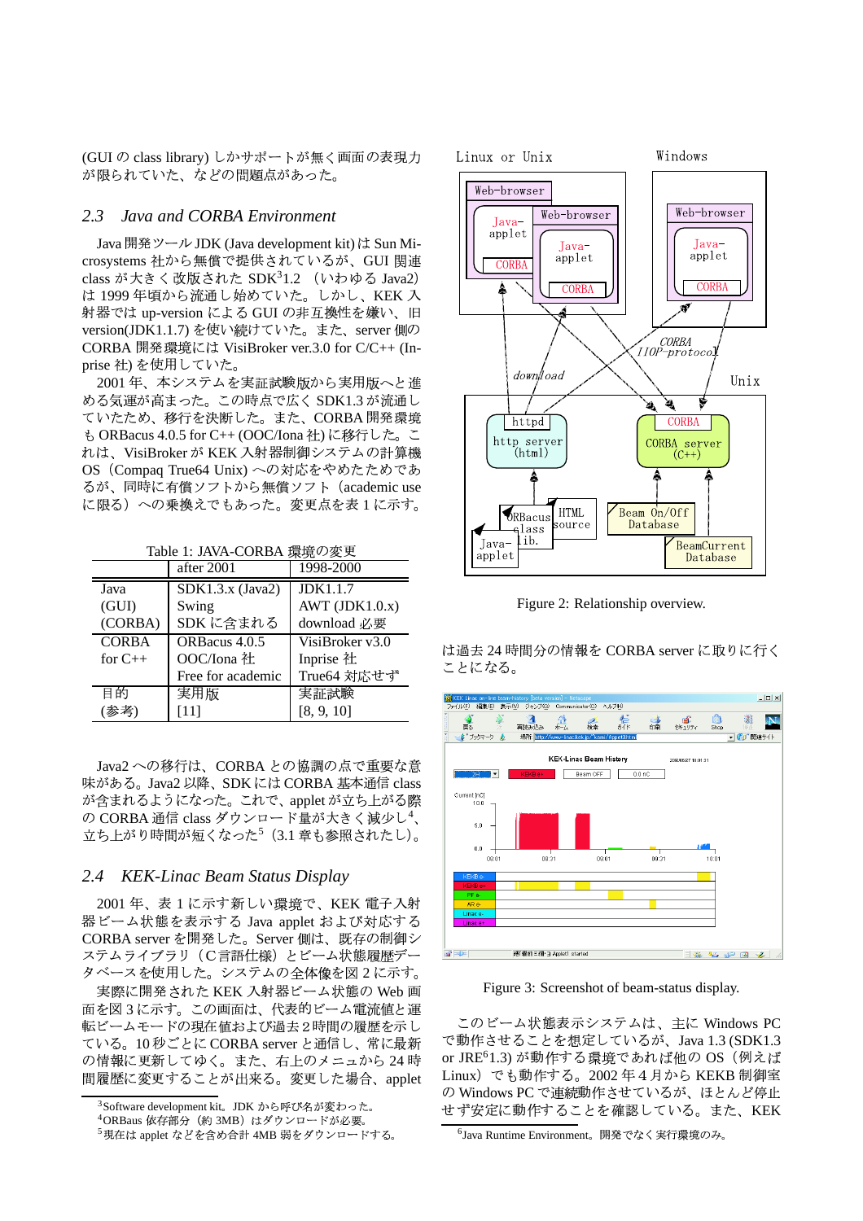(GUI の class library) しかサポートが無く画面の表現力が限られていた、などの問題点があった。

## 2.3 *Java and CORBA Environment*

Java 開発ツール JDK (Java development kit) は Sun Microsystems 社から無償で提供されているが、GUI 関連 class が大きく改版された SDK[3]1.2 （いわゆる Java2）は 1999 年頃から流通し始めていた。しかし、KEK 入射器では up-version による GUI の非互換性を嫌い、旧 version(JDK1.1.7) を使い続けていた。また、server 側の CORBA 開発環境には VisiBroker ver.3.0 for C/C++ (Inprise 社) を使用していた。

2001 年、本システムを実証試験版から実用版へと進める気運が高まった。この時点で広く SDK1.3 が流通していたため、移行を決断した。また、CORBA 開発環境も ORBacus 4.0.5 for C++ (OOC/Iona 社) に移行した。これは、VisiBroker が KEK 入射器制御システムの計算機 OS（Compaq True64 Unix）への対応をやめたためであるが、同時に有償ソフトから無償ソフト（academic use に限る）への乗換えでもあった。変更点を表 1 に示す。

Table 1: JAVA-CORBA 環境の変更

| | after 2001 | 1998-2000 |
|---|---|---|
| Java (GUI) (CORBA) | SDK1.3.x (Java2) Swing SDK に含まれる | JDK1.1.7 AWT (JDK1.0.x) download 必要 |
| CORBA for C++ | ORBacus 4.0.5 OOC/Iona 社 Free for academic | VisiBroker v3.0 Inprise 社 True64 対応せず |
| 目的 (参考) | 実用版 [11] | 実証試験 [8, 9, 10] |

Java2 への移行は、CORBA との協調の点で重要な意味がある。Java2 以降、SDK には CORBA 基本通信 class が含まれるようになった。これで、applet が立ち上がる際の CORBA 通信 class ダウンロード量が大きく減少し[4]、立ち上がり時間が短くなった[5]（3.1 章も参照されたし）。

## 2.4 *KEK-Linac Beam Status Display*

2001 年、表 1 に示す新しい環境で、KEK 電子入射器ビーム状態を表示する Java applet および対応する CORBA server を開発した。Server 側は、既存の制御システムライブラリ（C 言語仕様）とビーム状態履歴データベースを使用した。システムの全体像を図 2 に示す。

実際に開発された KEK 入射器ビーム状態の Web 画面を図 3 に示す。この画面は、代表的ビーム電流値と運転ビームモードの現在値および過去 2 時間の履歴を示している。10 秒ごとに CORBA server と通信し、常に最新の情報に更新してゆく。また、右上のメニュから 24 時間履歴に変更することが出来る。変更した場合、applet は過去 24 時間分の情報を CORBA server に取りに行くことになる。

Figure 2: Relationship overview.

Figure 3: Screenshot of beam-status display.

このビーム状態表示システムは、主に Windows PC で動作させることを想定しているが、Java 1.3 (SDK1.3 or JRE[6]1.3) が動作する環境であれば他の OS（例えば Linux）でも動作する。2002 年 4 月から KEKB 制御室の Windows PC で連続動作させているが、ほとんど停止せず安定に動作することを確認している。また、KEK

[3] Software development kit。JDK から呼び名が変わった。
[4] ORBacus 依存部分（約 3MB）はダウンロードが必要。
[5] 現在は applet などを含め合計 4MB 弱をダウンロードする。
[6] Java Runtime Environment。開発でなく実行環境のみ。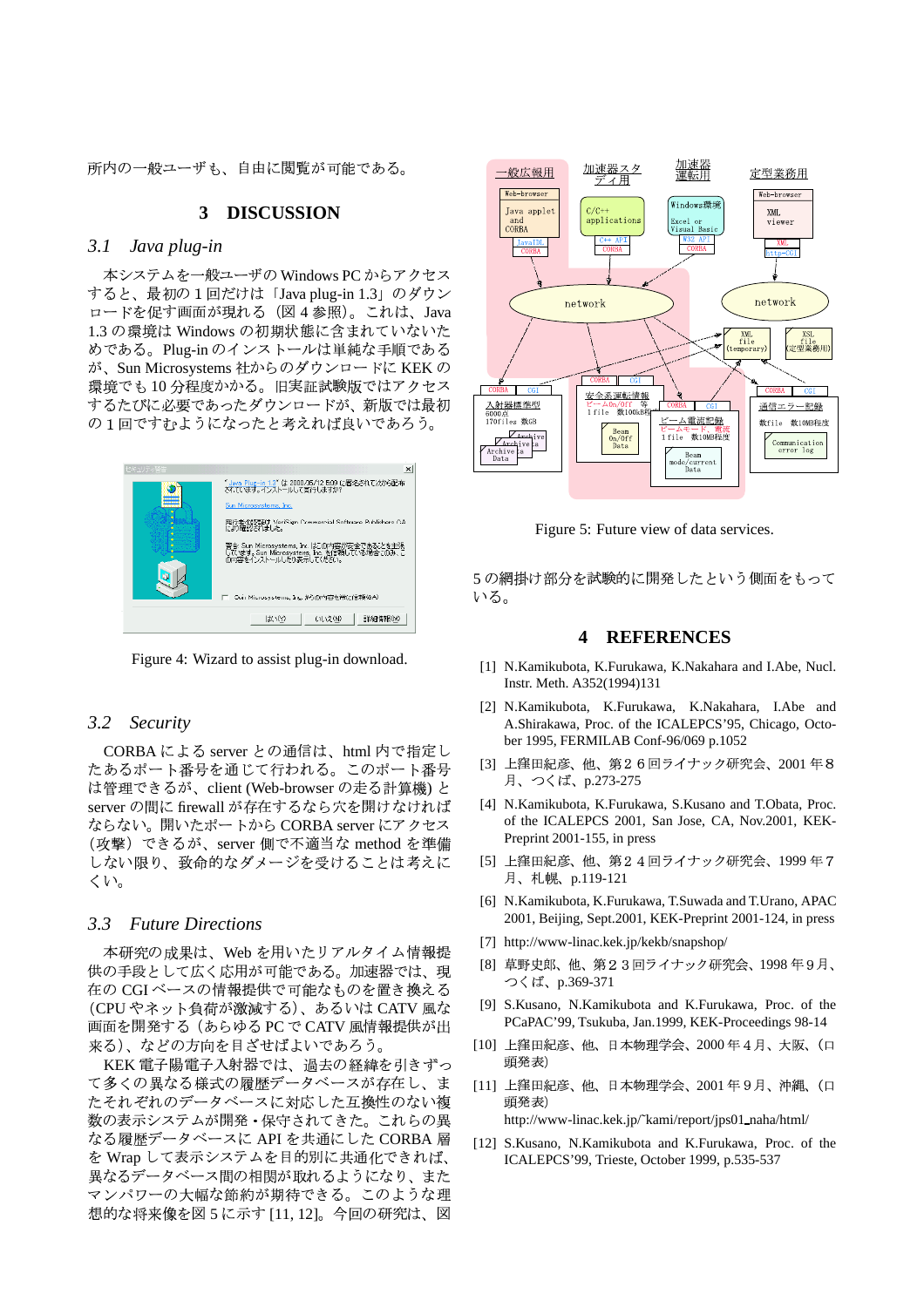所内の一般ユーザも、自由に閲覧が可能である。

## 3 DISCUSSION

### *3.1 Java plug-in*

本システムを一般ユーザの Windows PC からアクセスすると、最初の 1 回だけは「Java plug-in 1.3」のダウンロードを促す画面が現れる（図 4 参照）。これは、Java 1.3 の環境は Windows の初期状態に含まれていないためである。Plug-in のインストールは単純な手順であるが、Sun Microsystems 社からのダウンロードに KEK の環境でも 10 分程度かかる。旧実証試験版ではアクセスするたびに必要であったダウンロードが、新版では最初の 1 回ですむようになったと考えれば良いであろう。

Figure 4: Wizard to assist plug-in download.

### *3.2 Security*

CORBA による server との通信は、html 内で指定したあるポート番号を通じて行われる。このポート番号は管理できるが、client (Web-browser 機) と server の間に firewall が存在するなら穴を開けなければならない。開いたポートから CORBA server にアクセス（攻撃）できるが、server 側で不適当な method を準備しない限り、致命的なダメージを受けることは考えにくい。

### *3.3 Future Directions*

本研究の成果は、Web を用いたリアルタイム情報提供の手段として広く応用が可能である。加速器では、現在の CGI ベースの情報提供で可能なものを置き換える（CPU やネットット負荷が激減する）、あるいは CATV 風な画面を開発する（あらゆる PC で CATV 風情報提供が出来る）、などの方向を目ざせばよいであろう。

KEK 電子陽電子入射器では、過去の経緯を引きずって多くの異なる様式の履歴データベースが存在し、またそれぞれのデータベースに対応した互換性のない複数の表示システムが開発・保守されてきた。これらの異なる履歴データベースに API を共通にした CORBA 層を Wrap して表示システムを目的別に共通化できれば、異なるデータベース間の相関が取れるようになり、またマンパワーの大幅な節約が期待できる。このような理想的な将来像を図 5 に示す [11, 12]。今回の研究は、図 5 の鏡掛け部分を試験的に開発したという側面をもっている。

Figure 5: Future view of data services.

## 4 REFERENCES

[1] N.Kamikubota, K.Furukawa, K.Nakahara and I.Abe, Nucl. Instr. Meth. A352(1994)131

[2] N.Kamikubota, K.Furukawa, K.Nakahara, I.Abe and A.Shirakawa, Proc. of the ICALEPCS'95, Chicago, October 1995, FERMILAB Conf-96/069 p.1052

[3] 上窪田紀彦、他、第２６回ライナック研究会、2001 年８月、つくば、p.273-275

[4] N.Kamikubota, K.Furukawa, S.Kusano and T.Obata, Proc. of the ICALEPCS 2001, San Jose, CA, Nov.2001, KEK-Preprint 2001-155, in press

[5] 上窪田紀彦、他、第２４回ライナック研究会、1999 年７月、札幌、p.119-121

[6] N.Kamikubota, K.Furukawa, T.Suwada and T.Urano, APAC 2001, Beijing, Sept.2001, KEK-Preprint 2001-124, in press

[7] http://www-linac.kek.jp/kekb/snapshop/

[8] 草野史郎、他、第２３回ライナック研究会、1998 年９月、つくば、p.369-371

[9] S.Kusano, N.Kamikubota and K.Furukawa, Proc. of the PCaPAC'99, Tsukuba, Jan.1999, KEK-Proceedings 98-14

[10] 上窪田紀彦、他、日本物理学会、2000 年４月、大阪、（口頭発表）

[11] 上窪田紀彦、他、日本物理学会、2001 年９月、沖縄、（口頭発表）
http://www-linac.kek.jp/~kami/report/jps01_naha/html/

[12] S.Kusano, N.Kamikubota and K.Furukawa, Proc. of the ICALEPCS'99, Trieste, October 1999, p.535-537